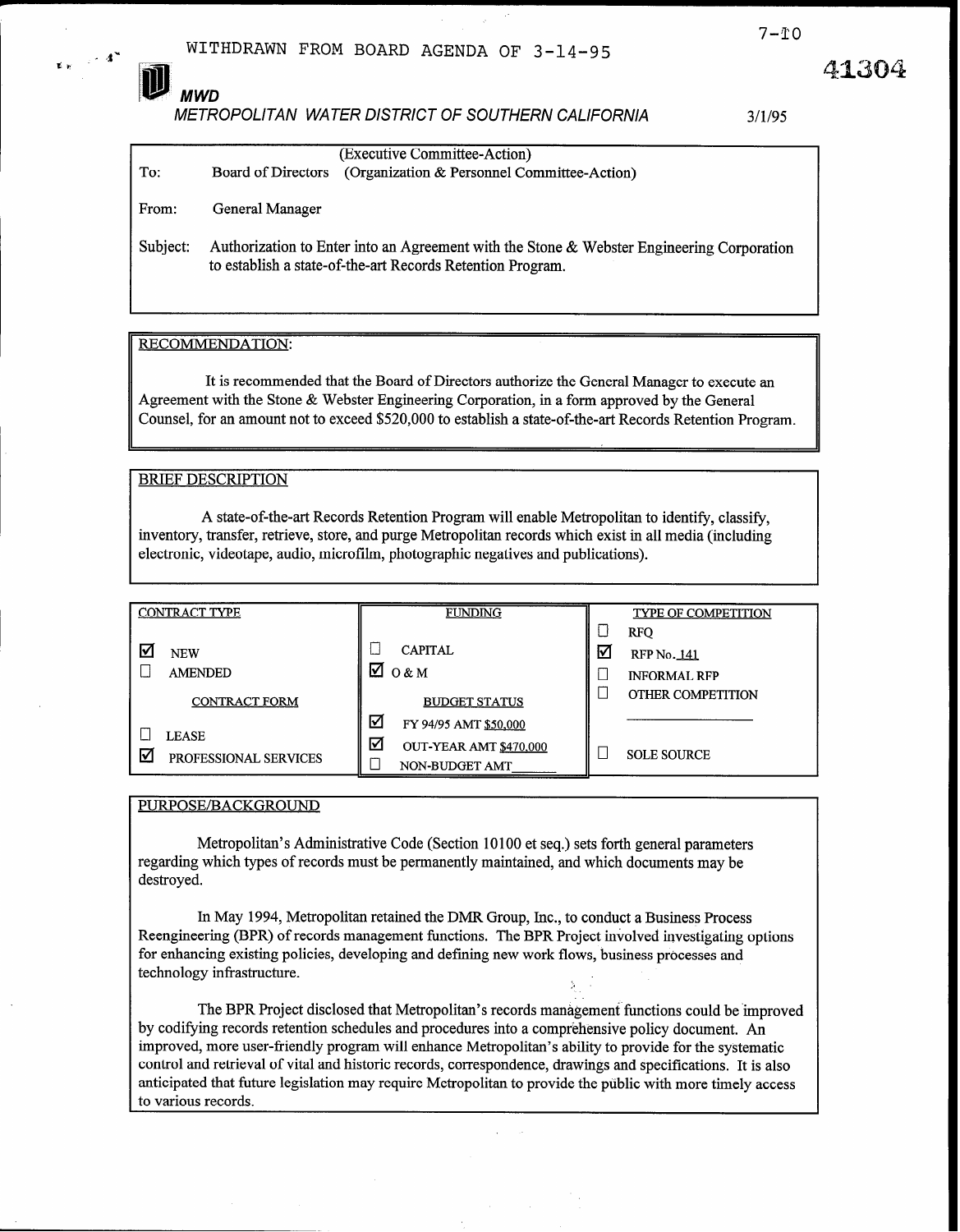WITHDRAWN FROM BOARD AGENDA OF 3-14-95

7-10

41304

**MWD**

*METROPOLITAN WATER DISTRICT OF SOUTHERN CALIFORNIA*

3/1/95

(Executive Committee-Action)

To: Board of Directors (Organization & Personnel Committee-Action)

From: General Manager

Subject: Authorization to Enter into an Agreement with the Stone & Webster Engineering Corporation to establish a state-of-the-art Records Retention Program.

## RECOMMENDATION:

It is recommended that the Board of Directors authorize the General Manager to execute an Agreement with the Stone & Webster Engineering Corporation, in a form approved by the General Counsel, for an amount not to exceed $520,000 to establish a state-of-the-art Records Retention Program.

## BRIEF DESCRIPTION

A state-of-the-art Records Retention Program will enable Metropolitan to identify, classify, inventory, transfer, retrieve, store, and purge Metropolitan records which exist in all media (including electronic, videotape, audio, microfilm, photographic negatives and publications).

| CONTRACT TYPE | FUNDING | TYPE OF COMPETITION |
|---|---|---|
| ☑ NEW | ☐ CAPITAL | ☐ RFQ |
| ☐ AMENDED | ☑ O & M | ☑ RFP No. 141 |
| CONTRACT FORM | BUDGET STATUS | ☐ INFORMAL RFP |
| ☐ LEASE | ☑ FY 94/95 AMT $50,000 | ☐ OTHER COMPETITION |
| ☑ PROFESSIONAL SERVICES | ☑ OUT-YEAR AMT $470,000 | ☐ SOLE SOURCE |
| | ☐ NON-BUDGET AMT______ | |

## PURPOSE/BACKGROUND

Metropolitan's Administrative Code (Section 10100 et seq.) sets forth general parameters regarding which types of records must be permanently maintained, and which documents may be destroyed.

In May 1994, Metropolitan retained the DMR Group, Inc., to conduct a Business Process Reengineering (BPR) of records management functions. The BPR Project involved investigating options for enhancing existing policies, developing and defining new work flows, business processes and technology infrastructure.

The BPR Project disclosed that Metropolitan's records management functions could be improved by codifying records retention schedules and procedures into a comprehensive policy document. An improved, more user-friendly program will enhance Metropolitan's ability to provide for the systematic control and retrieval of vital and historic records, correspondence, drawings and specifications. It is also anticipated that future legislation may require Metropolitan to provide the public with more timely access to various records.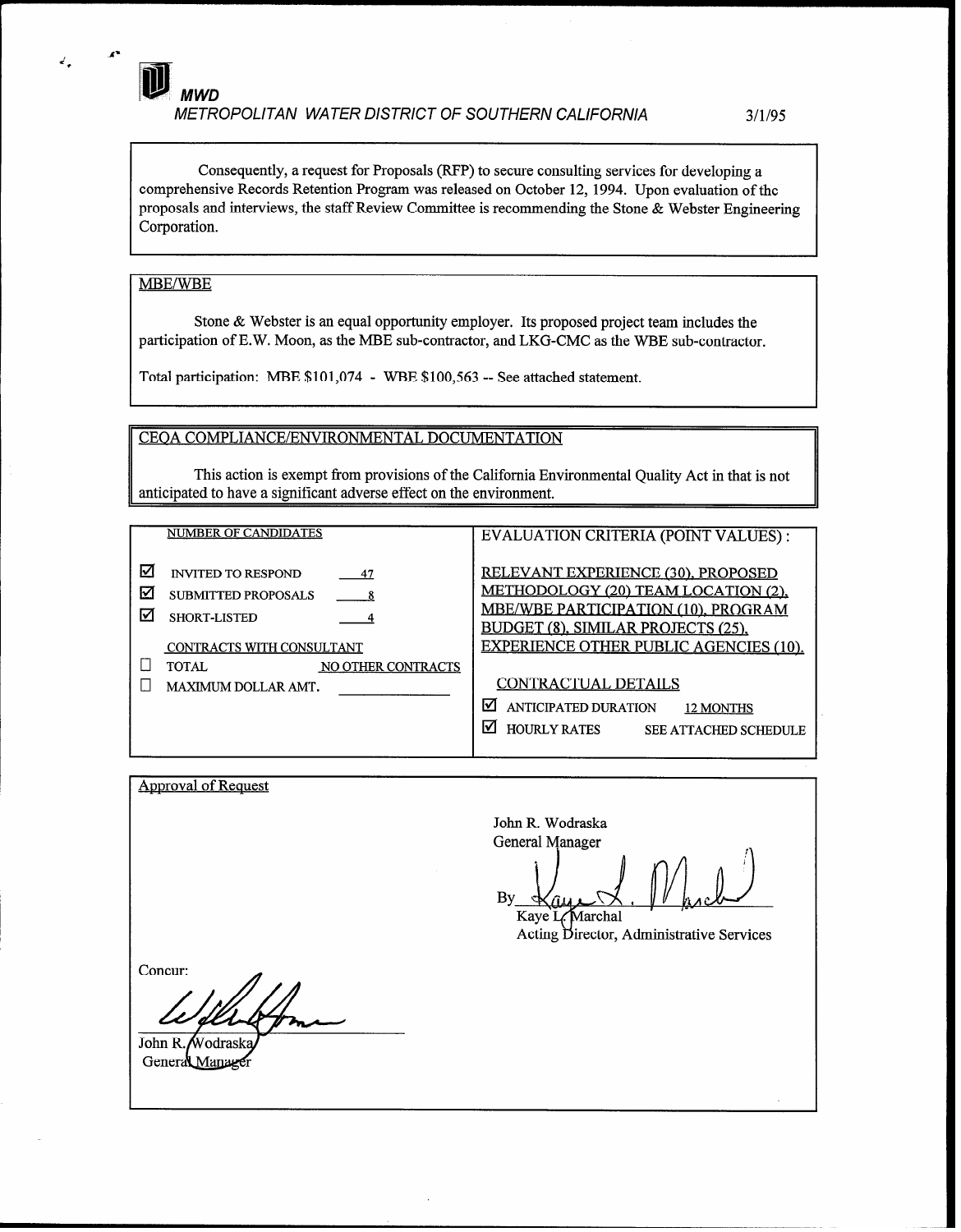**MWD**

*METROPOLITAN WATER DISTRICT OF SOUTHERN CALIFORNIA* 3/1/95

Consequently, a request for Proposals (RFP) to secure consulting services for developing a comprehensive Records Retention Program was released on October 12, 1994. Upon evaluation of the proposals and interviews, the staff Review Committee is recommending the Stone & Webster Engineering Corporation.

## MBE/WBE

Stone & Webster is an equal opportunity employer. Its proposed project team includes the participation of E.W. Moon, as the MBE sub-contractor, and LKG-CMC as the WBE sub-contractor.

Total participation: MBE $101,074 - WBE $100,563 -- See attached statement.

## CEQA COMPLIANCE/ENVIRONMENTAL DOCUMENTATION

This action is exempt from provisions of the California Environmental Quality Act in that is not anticipated to have a significant adverse effect on the environment.

| NUMBER OF CANDIDATES | | EVALUATION CRITERIA (POINT VALUES): |
|---|---|---|
| ☑ INVITED TO RESPOND | 47 | RELEVANT EXPERIENCE (30), PROPOSED METHODOLOGY (20) TEAM LOCATION (2), MBE/WBE PARTICIPATION (10), PROGRAM BUDGET (8), SIMILAR PROJECTS (25), EXPERIENCE OTHER PUBLIC AGENCIES (10). |
| ☑ SUBMITTED PROPOSALS | 8 | |
| ☑ SHORT-LISTED | 4 | |
| CONTRACTS WITH CONSULTANT | | CONTRACTUAL DETAILS |
| ☐ TOTAL | NO OTHER CONTRACTS | ☑ ANTICIPATED DURATION 12 MONTHS |
| ☐ MAXIMUM DOLLAR AMT. | | ☑ HOURLY RATES SEE ATTACHED SCHEDULE |

Approval of Request

John R. Wodraska
General Manager

By Kaye L. Marchal
Kaye L. Marchal
Acting Director, Administrative Services

Concur:

John R. Wodraska
General Manager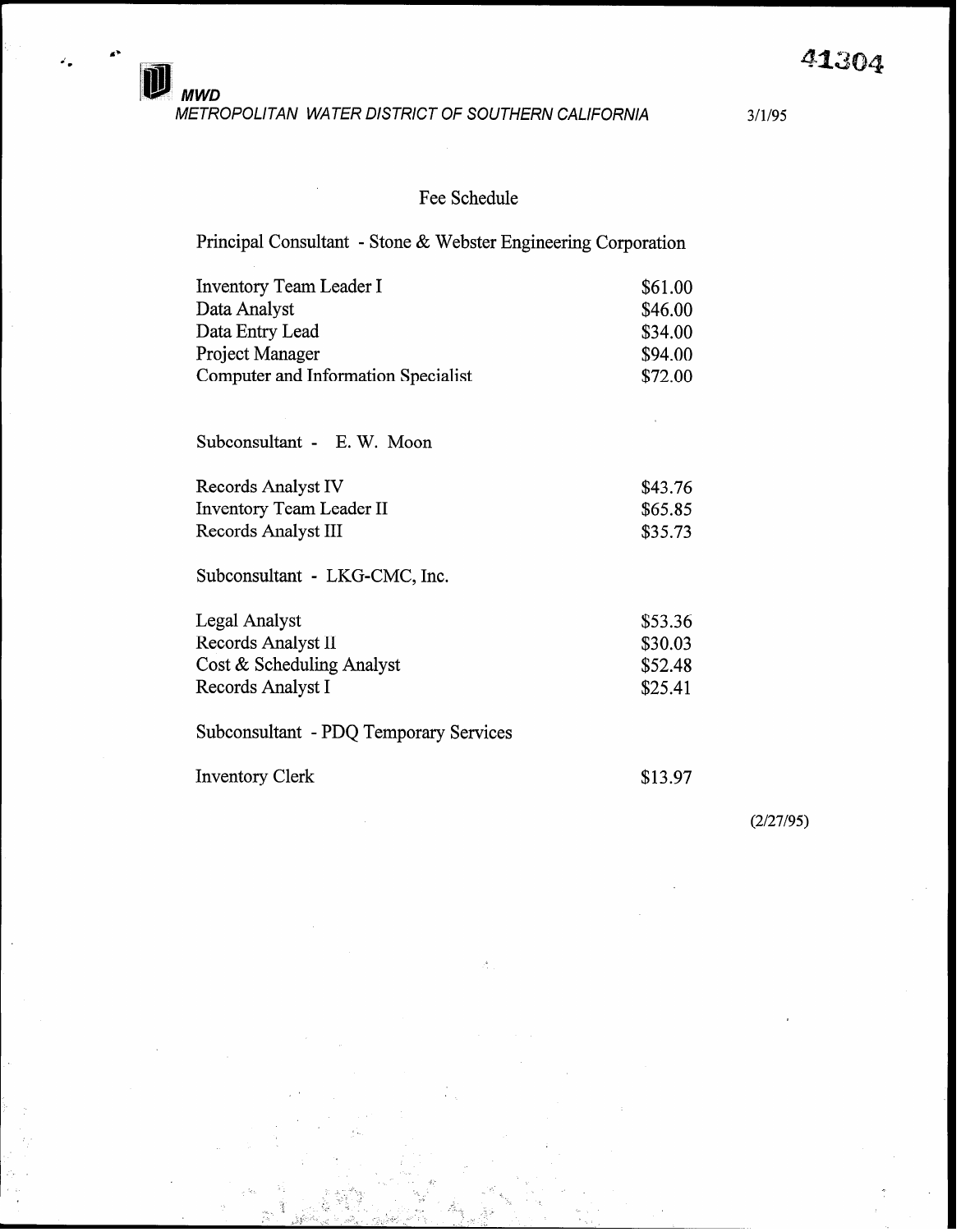41304

**MWD**
*METROPOLITAN WATER DISTRICT OF SOUTHERN CALIFORNIA*

3/1/95

## Fee Schedule

### Principal Consultant - Stone & Webster Engineering Corporation

| | |
|---|---|
| Inventory Team Leader I | $61.00 |
| Data Analyst | $46.00 |
| Data Entry Lead | $34.00 |
| Project Manager | $94.00 |
| Computer and Information Specialist | $72.00 |

### Subconsultant - E. W. Moon

| | |
|---|---|
| Records Analyst IV | $43.76 |
| Inventory Team Leader II | $65.85 |
| Records Analyst III | $35.73 |

### Subconsultant - LKG-CMC, Inc.

| | |
|---|---|
| Legal Analyst | $53.36 |
| Records Analyst II | $30.03 |
| Cost & Scheduling Analyst | $52.48 |
| Records Analyst I | $25.41 |

### Subconsultant - PDQ Temporary Services

| | |
|---|---|
| Inventory Clerk | $13.97 |

(2/27/95)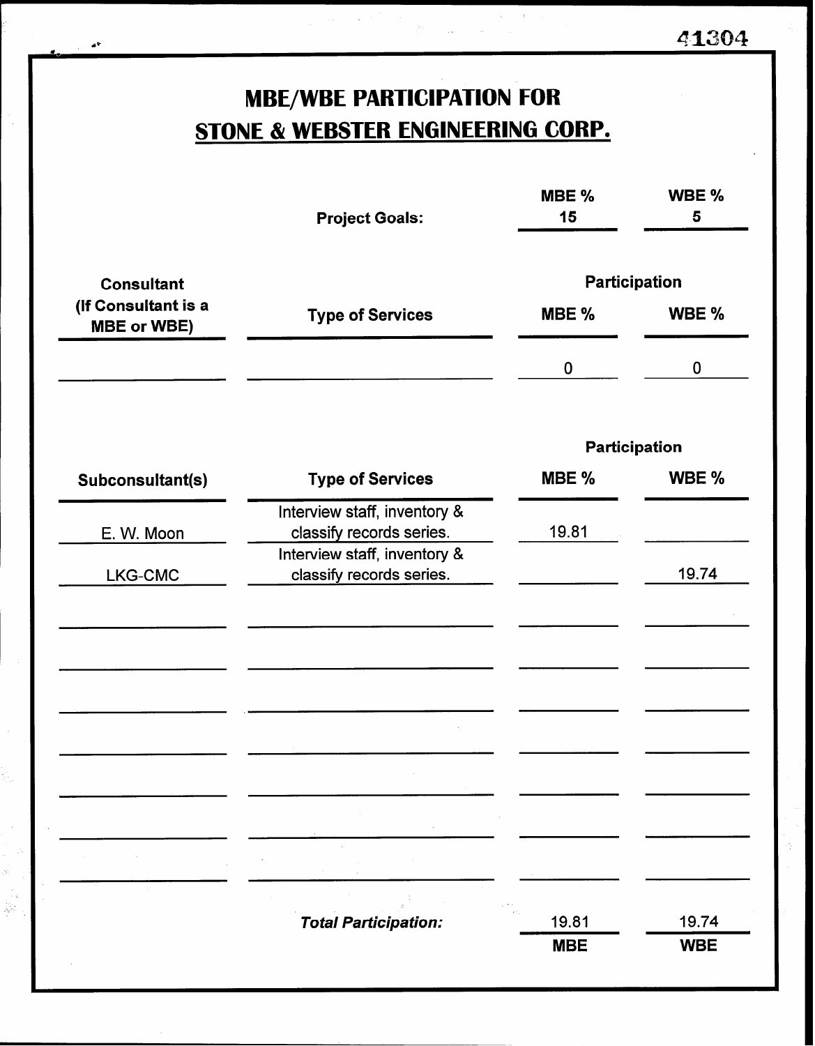# MBE/WBE PARTICIPATION FOR STONE & WEBSTER ENGINEERING CORP.

| | MBE % | WBE % |
| --- | --- | --- |
| **Project Goals:** | 15 | 5 |

| Consultant (If Consultant is a MBE or WBE) | Type of Services | Participation MBE % | Participation WBE % |
| --- | --- | --- | --- |
| | | 0 | 0 |

| Subconsultant(s) | Type of Services | Participation MBE % | Participation WBE % |
| --- | --- | --- | --- |
| E. W. Moon | Interview staff, inventory & classify records series. | 19.81 | |
| LKG-CMC | Interview staff, inventory & classify records series. | | 19.74 |
| | | | |
| | | | |
| | | | |
| | | | |
| | | | |
| | | | |
| | | | |
| | ***Total Participation:*** | 19.81 **MBE** | 19.74 **WBE** |